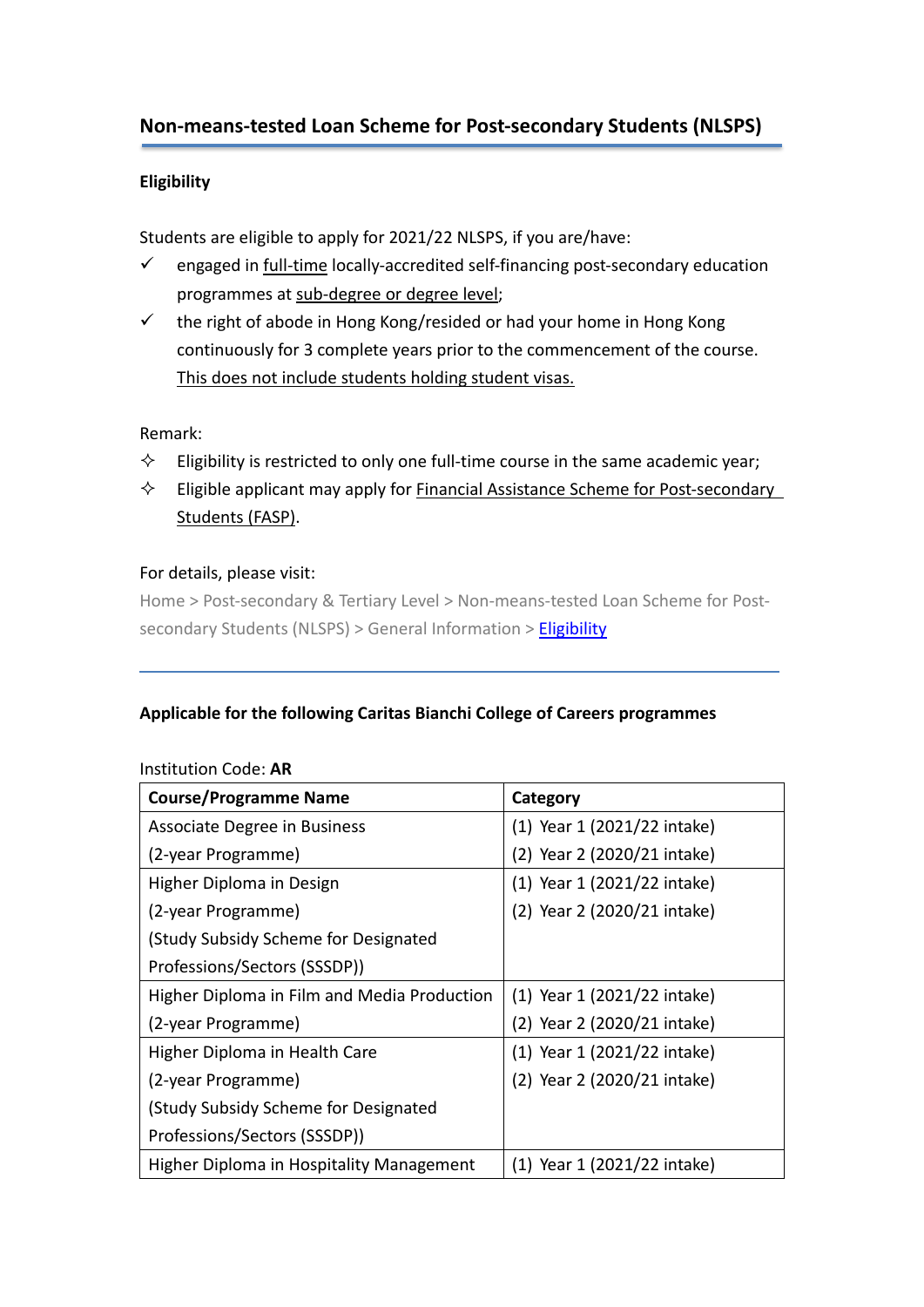## Non-means-tested Loan Scheme for Post-secondary Students (NLSPS)

**Eligibility**

Students are eligible to apply for 2021/22 NLSPS, if you are/have:

- ✓ engaged in full-time locally-accredited self-financing post-secondary education programmes at sub-degree or degree level;
- ✓ the right of abode in Hong Kong/resided or had your home in Hong Kong continuously for 3 complete years prior to the commencement of the course. This does not include students holding student visas.

Remark:

- ✧ Eligibility is restricted to only one full-time course in the same academic year;
- ✧ Eligible applicant may apply for Financial Assistance Scheme for Post-secondary Students (FASP).

For details, please visit:

Home > Post-secondary & Tertiary Level > Non-means-tested Loan Scheme for Post-secondary Students (NLSPS) > General Information > Eligibility

---

**Applicable for the following Caritas Bianchi College of Careers programmes**

Institution Code: **AR**

| Course/Programme Name | Category |
|---|---|
| Associate Degree in Business<br>(2-year Programme) | (1) Year 1 (2021/22 intake)<br>(2) Year 2 (2020/21 intake) |
| Higher Diploma in Design<br>(2-year Programme)<br>(Study Subsidy Scheme for Designated Professions/Sectors (SSSDP)) | (1) Year 1 (2021/22 intake)<br>(2) Year 2 (2020/21 intake) |
| Higher Diploma in Film and Media Production<br>(2-year Programme) | (1) Year 1 (2021/22 intake)<br>(2) Year 2 (2020/21 intake) |
| Higher Diploma in Health Care<br>(2-year Programme)<br>(Study Subsidy Scheme for Designated Professions/Sectors (SSSDP)) | (1) Year 1 (2021/22 intake)<br>(2) Year 2 (2020/21 intake) |
| Higher Diploma in Hospitality Management | (1) Year 1 (2021/22 intake) |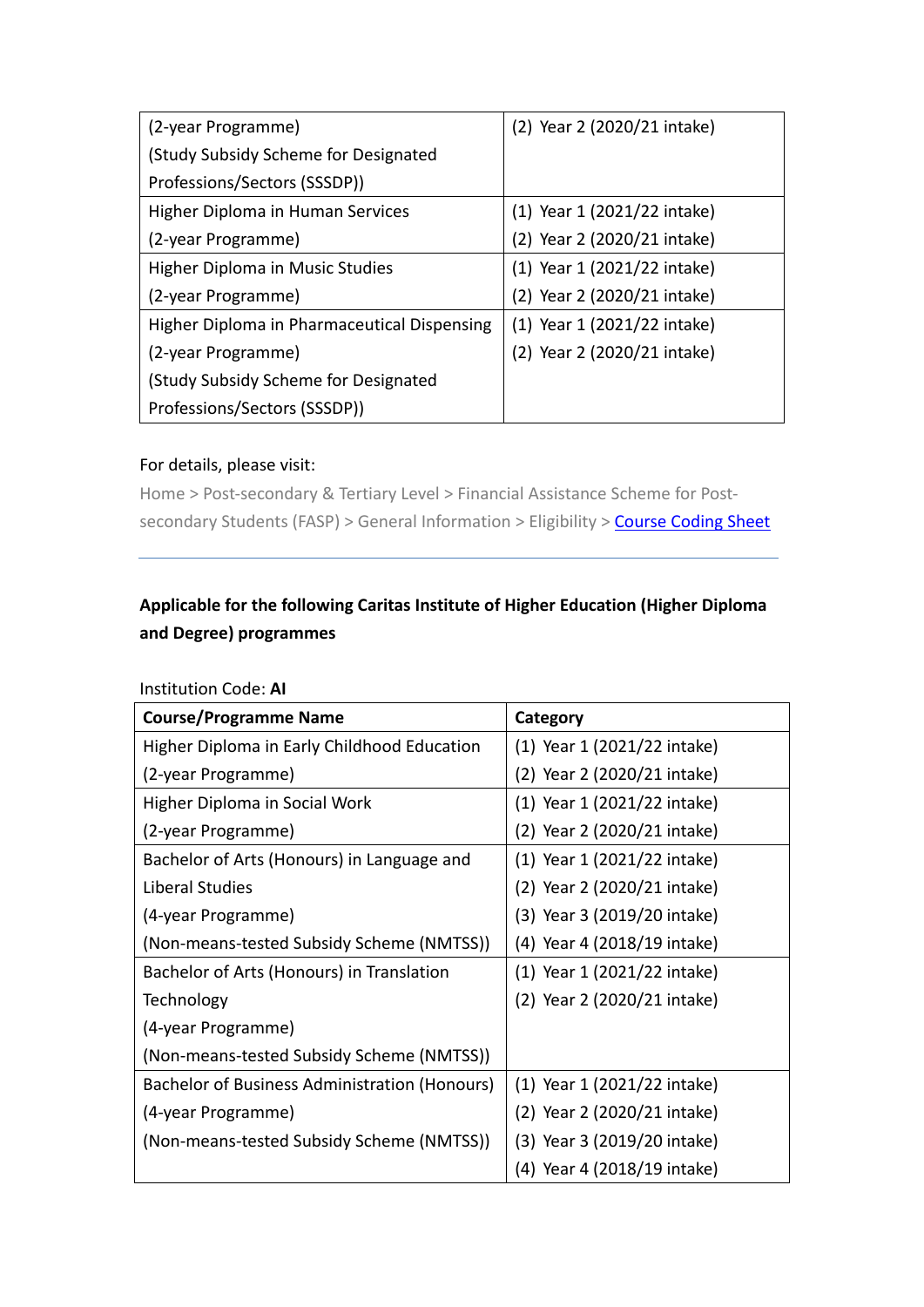| | |
|---|---|
| (2-year Programme)<br>(Study Subsidy Scheme for Designated Professions/Sectors (SSSDP)) | (2) Year 2 (2020/21 intake) |
| Higher Diploma in Human Services<br>(2-year Programme) | (1) Year 1 (2021/22 intake)<br>(2) Year 2 (2020/21 intake) |
| Higher Diploma in Music Studies<br>(2-year Programme) | (1) Year 1 (2021/22 intake)<br>(2) Year 2 (2020/21 intake) |
| Higher Diploma in Pharmaceutical Dispensing<br>(2-year Programme)<br>(Study Subsidy Scheme for Designated Professions/Sectors (SSSDP)) | (1) Year 1 (2021/22 intake)<br>(2) Year 2 (2020/21 intake) |

For details, please visit:

Home > Post-secondary & Tertiary Level > Financial Assistance Scheme for Post-secondary Students (FASP) > General Information > Eligibility > Course Coding Sheet

---

**Applicable for the following Caritas Institute of Higher Education (Higher Diploma and Degree) programmes**

Institution Code: **AI**

| Course/Programme Name | Category |
|---|---|
| Higher Diploma in Early Childhood Education<br>(2-year Programme) | (1) Year 1 (2021/22 intake)<br>(2) Year 2 (2020/21 intake) |
| Higher Diploma in Social Work<br>(2-year Programme) | (1) Year 1 (2021/22 intake)<br>(2) Year 2 (2020/21 intake) |
| Bachelor of Arts (Honours) in Language and Liberal Studies<br>(4-year Programme)<br>(Non-means-tested Subsidy Scheme (NMTSS)) | (1) Year 1 (2021/22 intake)<br>(2) Year 2 (2020/21 intake)<br>(3) Year 3 (2019/20 intake)<br>(4) Year 4 (2018/19 intake) |
| Bachelor of Arts (Honours) in Translation Technology<br>(4-year Programme)<br>(Non-means-tested Subsidy Scheme (NMTSS)) | (1) Year 1 (2021/22 intake)<br>(2) Year 2 (2020/21 intake) |
| Bachelor of Business Administration (Honours)<br>(4-year Programme)<br>(Non-means-tested Subsidy Scheme (NMTSS)) | (1) Year 1 (2021/22 intake)<br>(2) Year 2 (2020/21 intake)<br>(3) Year 3 (2019/20 intake)<br>(4) Year 4 (2018/19 intake) |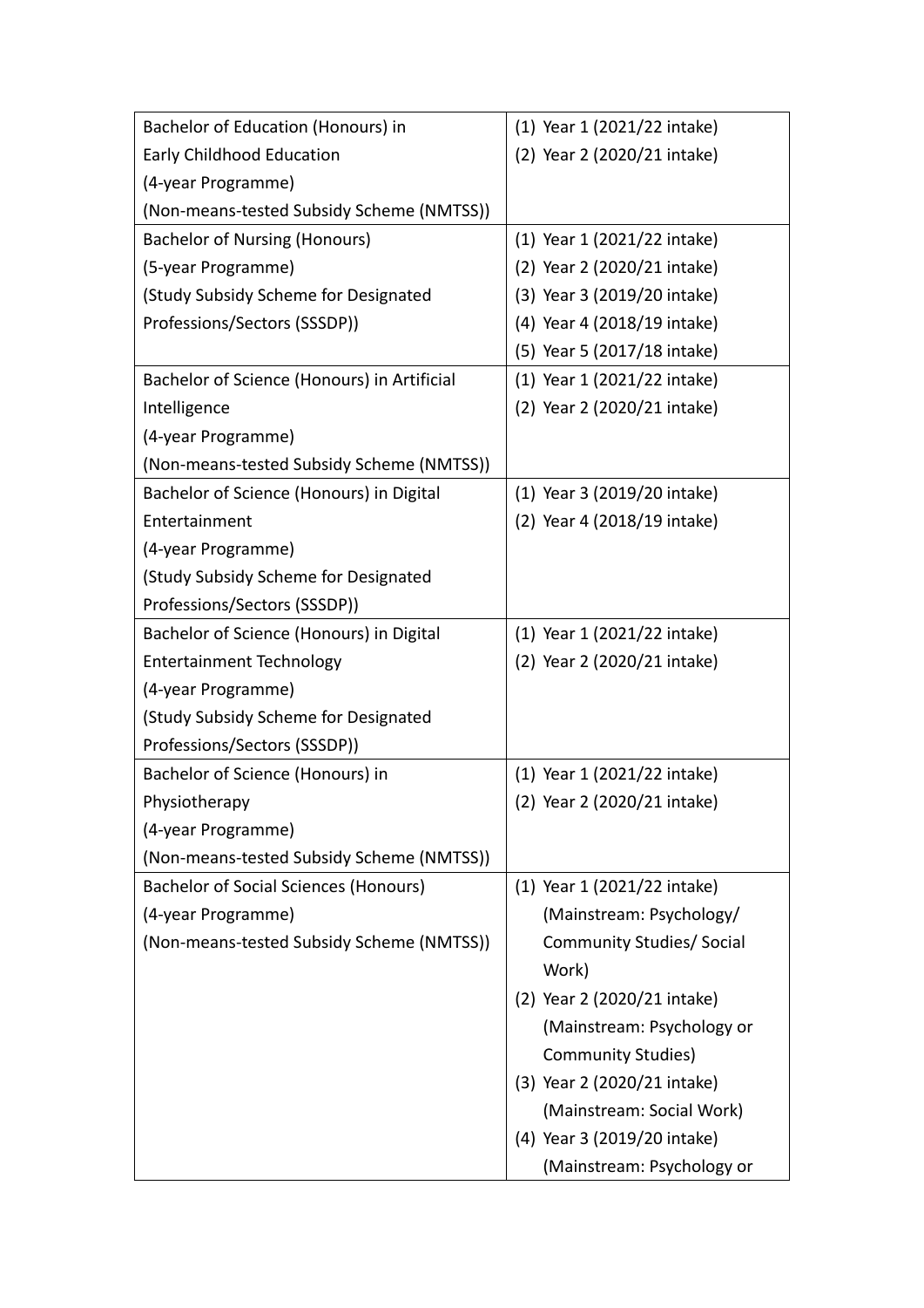| | |
|---|---|
| Bachelor of Education (Honours) in Early Childhood Education (4-year Programme) (Non-means-tested Subsidy Scheme (NMTSS)) | (1) Year 1 (2021/22 intake)<br>(2) Year 2 (2020/21 intake) |
| Bachelor of Nursing (Honours) (5-year Programme) (Study Subsidy Scheme for Designated Professions/Sectors (SSSDP)) | (1) Year 1 (2021/22 intake)<br>(2) Year 2 (2020/21 intake)<br>(3) Year 3 (2019/20 intake)<br>(4) Year 4 (2018/19 intake)<br>(5) Year 5 (2017/18 intake) |
| Bachelor of Science (Honours) in Artificial Intelligence (4-year Programme) (Non-means-tested Subsidy Scheme (NMTSS)) | (1) Year 1 (2021/22 intake)<br>(2) Year 2 (2020/21 intake) |
| Bachelor of Science (Honours) in Digital Entertainment (4-year Programme) (Study Subsidy Scheme for Designated Professions/Sectors (SSSDP)) | (1) Year 3 (2019/20 intake)<br>(2) Year 4 (2018/19 intake) |
| Bachelor of Science (Honours) in Digital Entertainment Technology (4-year Programme) (Study Subsidy Scheme for Designated Professions/Sectors (SSSDP)) | (1) Year 1 (2021/22 intake)<br>(2) Year 2 (2020/21 intake) |
| Bachelor of Science (Honours) in Physiotherapy (4-year Programme) (Non-means-tested Subsidy Scheme (NMTSS)) | (1) Year 1 (2021/22 intake)<br>(2) Year 2 (2020/21 intake) |
| Bachelor of Social Sciences (Honours) (4-year Programme) (Non-means-tested Subsidy Scheme (NMTSS)) | (1) Year 1 (2021/22 intake) (Mainstream: Psychology/ Community Studies/ Social Work)<br>(2) Year 2 (2020/21 intake) (Mainstream: Psychology or Community Studies)<br>(3) Year 2 (2020/21 intake) (Mainstream: Social Work)<br>(4) Year 3 (2019/20 intake) (Mainstream: Psychology or |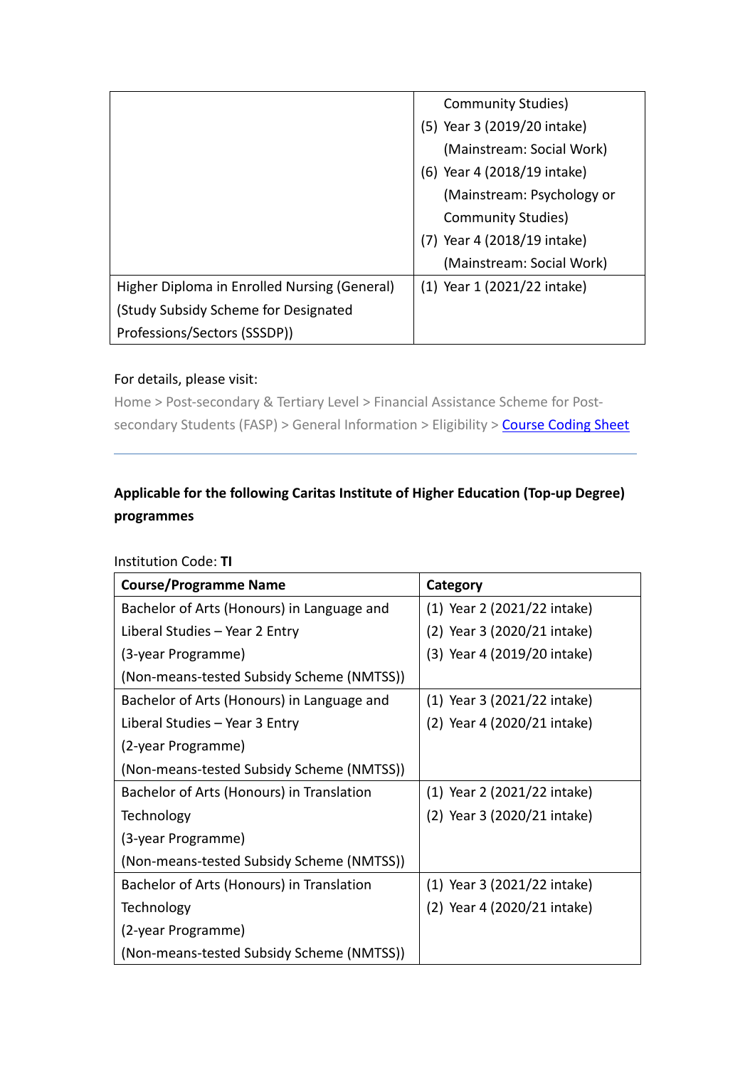| | |
|---|---|
| | Community Studies)<br>(5) Year 3 (2019/20 intake) (Mainstream: Social Work)<br>(6) Year 4 (2018/19 intake) (Mainstream: Psychology or Community Studies)<br>(7) Year 4 (2018/19 intake) (Mainstream: Social Work) |
| Higher Diploma in Enrolled Nursing (General) (Study Subsidy Scheme for Designated Professions/Sectors (SSSDP)) | (1) Year 1 (2021/22 intake) |

For details, please visit:

Home > Post-secondary & Tertiary Level > Financial Assistance Scheme for Post-secondary Students (FASP) > General Information > Eligibility > Course Coding Sheet

---

**Applicable for the following Caritas Institute of Higher Education (Top-up Degree) programmes**

Institution Code: **TI**

| **Course/Programme Name** | **Category** |
|---|---|
| Bachelor of Arts (Honours) in Language and Liberal Studies – Year 2 Entry (3-year Programme) (Non-means-tested Subsidy Scheme (NMTSS)) | (1) Year 2 (2021/22 intake)<br>(2) Year 3 (2020/21 intake)<br>(3) Year 4 (2019/20 intake) |
| Bachelor of Arts (Honours) in Language and Liberal Studies – Year 3 Entry (2-year Programme) (Non-means-tested Subsidy Scheme (NMTSS)) | (1) Year 3 (2021/22 intake)<br>(2) Year 4 (2020/21 intake) |
| Bachelor of Arts (Honours) in Translation Technology (3-year Programme) (Non-means-tested Subsidy Scheme (NMTSS)) | (1) Year 2 (2021/22 intake)<br>(2) Year 3 (2020/21 intake) |
| Bachelor of Arts (Honours) in Translation Technology (2-year Programme) (Non-means-tested Subsidy Scheme (NMTSS)) | (1) Year 3 (2021/22 intake)<br>(2) Year 4 (2020/21 intake) |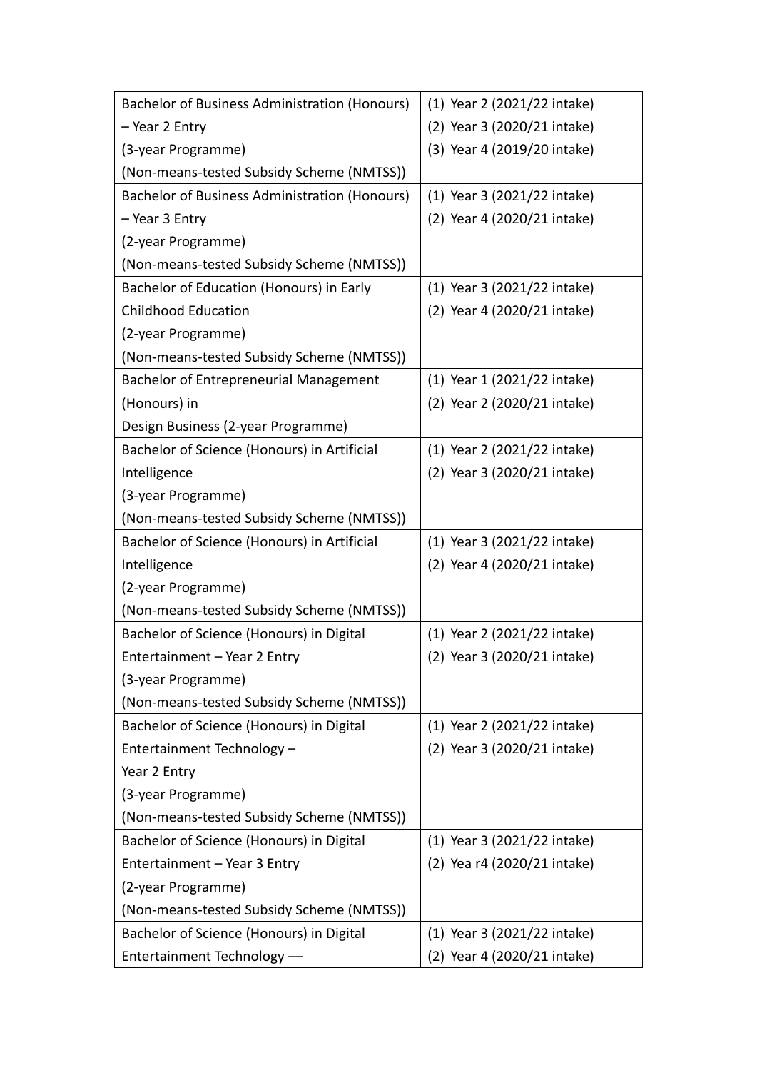| | |
|---|---|
| Bachelor of Business Administration (Honours) – Year 2 Entry (3-year Programme) (Non-means-tested Subsidy Scheme (NMTSS)) | (1) Year 2 (2021/22 intake) (2) Year 3 (2020/21 intake) (3) Year 4 (2019/20 intake) |
| Bachelor of Business Administration (Honours) – Year 3 Entry (2-year Programme) (Non-means-tested Subsidy Scheme (NMTSS)) | (1) Year 3 (2021/22 intake) (2) Year 4 (2020/21 intake) |
| Bachelor of Education (Honours) in Early Childhood Education (2-year Programme) (Non-means-tested Subsidy Scheme (NMTSS)) | (1) Year 3 (2021/22 intake) (2) Year 4 (2020/21 intake) |
| Bachelor of Entrepreneurial Management (Honours) in Design Business (2-year Programme) | (1) Year 1 (2021/22 intake) (2) Year 2 (2020/21 intake) |
| Bachelor of Science (Honours) in Artificial Intelligence (3-year Programme) (Non-means-tested Subsidy Scheme (NMTSS)) | (1) Year 2 (2021/22 intake) (2) Year 3 (2020/21 intake) |
| Bachelor of Science (Honours) in Artificial Intelligence (2-year Programme) (Non-means-tested Subsidy Scheme (NMTSS)) | (1) Year 3 (2021/22 intake) (2) Year 4 (2020/21 intake) |
| Bachelor of Science (Honours) in Digital Entertainment – Year 2 Entry (3-year Programme) (Non-means-tested Subsidy Scheme (NMTSS)) | (1) Year 2 (2021/22 intake) (2) Year 3 (2020/21 intake) |
| Bachelor of Science (Honours) in Digital Entertainment Technology – Year 2 Entry (3-year Programme) (Non-means-tested Subsidy Scheme (NMTSS)) | (1) Year 2 (2021/22 intake) (2) Year 3 (2020/21 intake) |
| Bachelor of Science (Honours) in Digital Entertainment – Year 3 Entry (2-year Programme) (Non-means-tested Subsidy Scheme (NMTSS)) | (1) Year 3 (2021/22 intake) (2) Yea r4 (2020/21 intake) |
| Bachelor of Science (Honours) in Digital Entertainment Technology — | (1) Year 3 (2021/22 intake) (2) Year 4 (2020/21 intake) |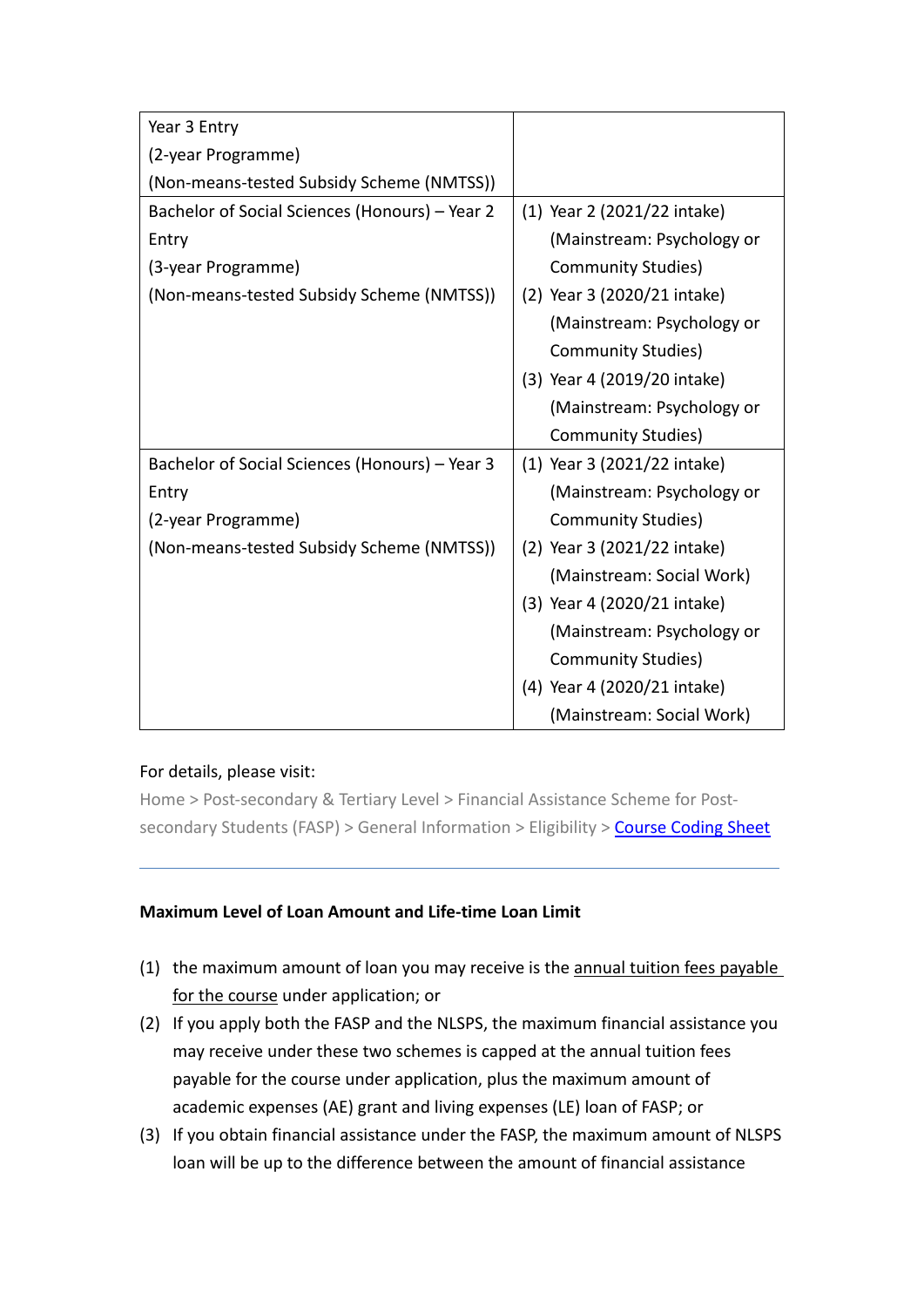| | |
|---|---|
| Year 3 Entry<br>(2-year Programme)<br>(Non-means-tested Subsidy Scheme (NMTSS)) | |
| Bachelor of Social Sciences (Honours) – Year 2 Entry<br>(3-year Programme)<br>(Non-means-tested Subsidy Scheme (NMTSS)) | (1) Year 2 (2021/22 intake) (Mainstream: Psychology or Community Studies)<br>(2) Year 3 (2020/21 intake) (Mainstream: Psychology or Community Studies)<br>(3) Year 4 (2019/20 intake) (Mainstream: Psychology or Community Studies) |
| Bachelor of Social Sciences (Honours) – Year 3 Entry<br>(2-year Programme)<br>(Non-means-tested Subsidy Scheme (NMTSS)) | (1) Year 3 (2021/22 intake) (Mainstream: Psychology or Community Studies)<br>(2) Year 3 (2021/22 intake) (Mainstream: Social Work)<br>(3) Year 4 (2020/21 intake) (Mainstream: Psychology or Community Studies)<br>(4) Year 4 (2020/21 intake) (Mainstream: Social Work) |

For details, please visit:
Home > Post-secondary & Tertiary Level > Financial Assistance Scheme for Post-secondary Students (FASP) > General Information > Eligibility > [Course Coding Sheet]

---

**Maximum Level of Loan Amount and Life-time Loan Limit**

(1) the maximum amount of loan you may receive is the annual tuition fees payable for the course under application; or
(2) If you apply both the FASP and the NLSPS, the maximum financial assistance you may receive under these two schemes is capped at the annual tuition fees payable for the course under application, plus the maximum amount of academic expenses (AE) grant and living expenses (LE) loan of FASP; or
(3) If you obtain financial assistance under the FASP, the maximum amount of NLSPS loan will be up to the difference between the amount of financial assistance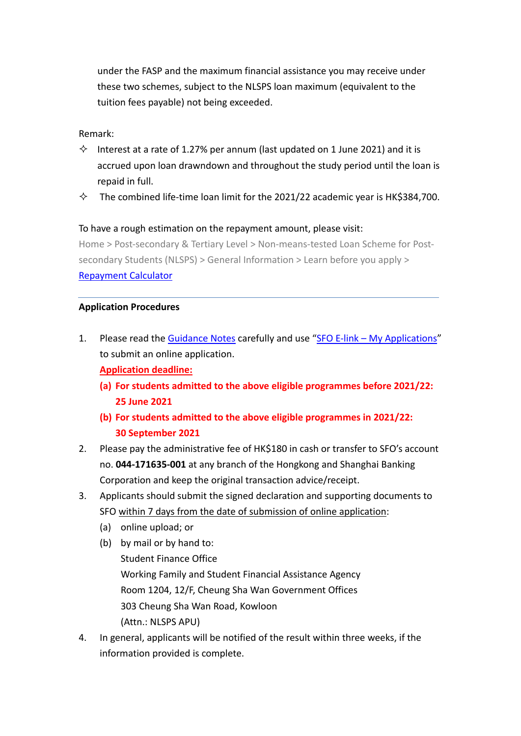under the FASP and the maximum financial assistance you may receive under these two schemes, subject to the NLSPS loan maximum (equivalent to the tuition fees payable) not being exceeded.

Remark:

- ✧ Interest at a rate of 1.27% per annum (last updated on 1 June 2021) and it is accrued upon loan drawndown and throughout the study period until the loan is repaid in full.
- ✧ The combined life-time loan limit for the 2021/22 academic year is HK$384,700.

To have a rough estimation on the repayment amount, please visit:
Home > Post-secondary & Tertiary Level > Non-means-tested Loan Scheme for Post-secondary Students (NLSPS) > General Information > Learn before you apply > [Repayment Calculator]

---

**Application Procedures**

1. Please read the [Guidance Notes] carefully and use "[SFO E-link – My Applications]" to submit an online application.
   **Application deadline:**
   **(a) For students admitted to the above eligible programmes before 2021/22: 25 June 2021**
   **(b) For students admitted to the above eligible programmes in 2021/22: 30 September 2021**
2. Please pay the administrative fee of HK$180 in cash or transfer to SFO's account no. **044-171635-001** at any branch of the Hongkong and Shanghai Banking Corporation and keep the original transaction advice/receipt.
3. Applicants should submit the signed declaration and supporting documents to SFO within 7 days from the date of submission of online application:
   (a) online upload; or
   (b) by mail or by hand to:
   Student Finance Office
   Working Family and Student Financial Assistance Agency
   Room 1204, 12/F, Cheung Sha Wan Government Offices
   303 Cheung Sha Wan Road, Kowloon
   (Attn.: NLSPS APU)
4. In general, applicants will be notified of the result within three weeks, if the information provided is complete.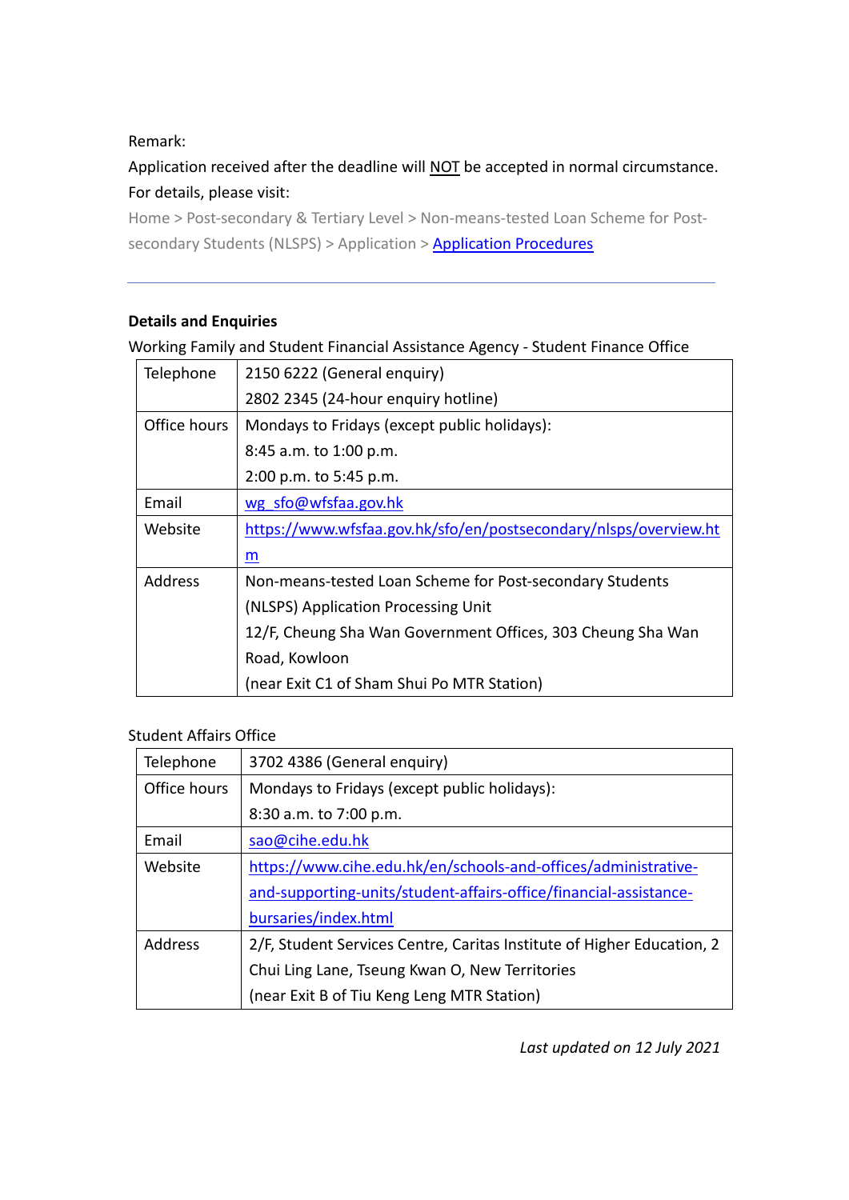Remark:

Application received after the deadline will <u>NOT</u> be accepted in normal circumstance.

For details, please visit:

Home > Post-secondary & Tertiary Level > Non-means-tested Loan Scheme for Post-secondary Students (NLSPS) > Application > [Application Procedures]()

---

**Details and Enquiries**

Working Family and Student Financial Assistance Agency - Student Finance Office

| | |
|---|---|
| Telephone | 2150 6222 (General enquiry)<br>2802 2345 (24-hour enquiry hotline) |
| Office hours | Mondays to Fridays (except public holidays):<br>8:45 a.m. to 1:00 p.m.<br>2:00 p.m. to 5:45 p.m. |
| Email | wg_sfo@wfsfaa.gov.hk |
| Website | https://www.wfsfaa.gov.hk/sfo/en/postsecondary/nlsps/overview.htm |
| Address | Non-means-tested Loan Scheme for Post-secondary Students (NLSPS) Application Processing Unit<br>12/F, Cheung Sha Wan Government Offices, 303 Cheung Sha Wan Road, Kowloon<br>(near Exit C1 of Sham Shui Po MTR Station) |

Student Affairs Office

| | |
|---|---|
| Telephone | 3702 4386 (General enquiry) |
| Office hours | Mondays to Fridays (except public holidays):<br>8:30 a.m. to 7:00 p.m. |
| Email | sao@cihe.edu.hk |
| Website | https://www.cihe.edu.hk/en/schools-and-offices/administrative-and-supporting-units/student-affairs-office/financial-assistance-bursaries/index.html |
| Address | 2/F, Student Services Centre, Caritas Institute of Higher Education, 2 Chui Ling Lane, Tseung Kwan O, New Territories<br>(near Exit B of Tiu Keng Leng MTR Station) |

*Last updated on 12 July 2021*